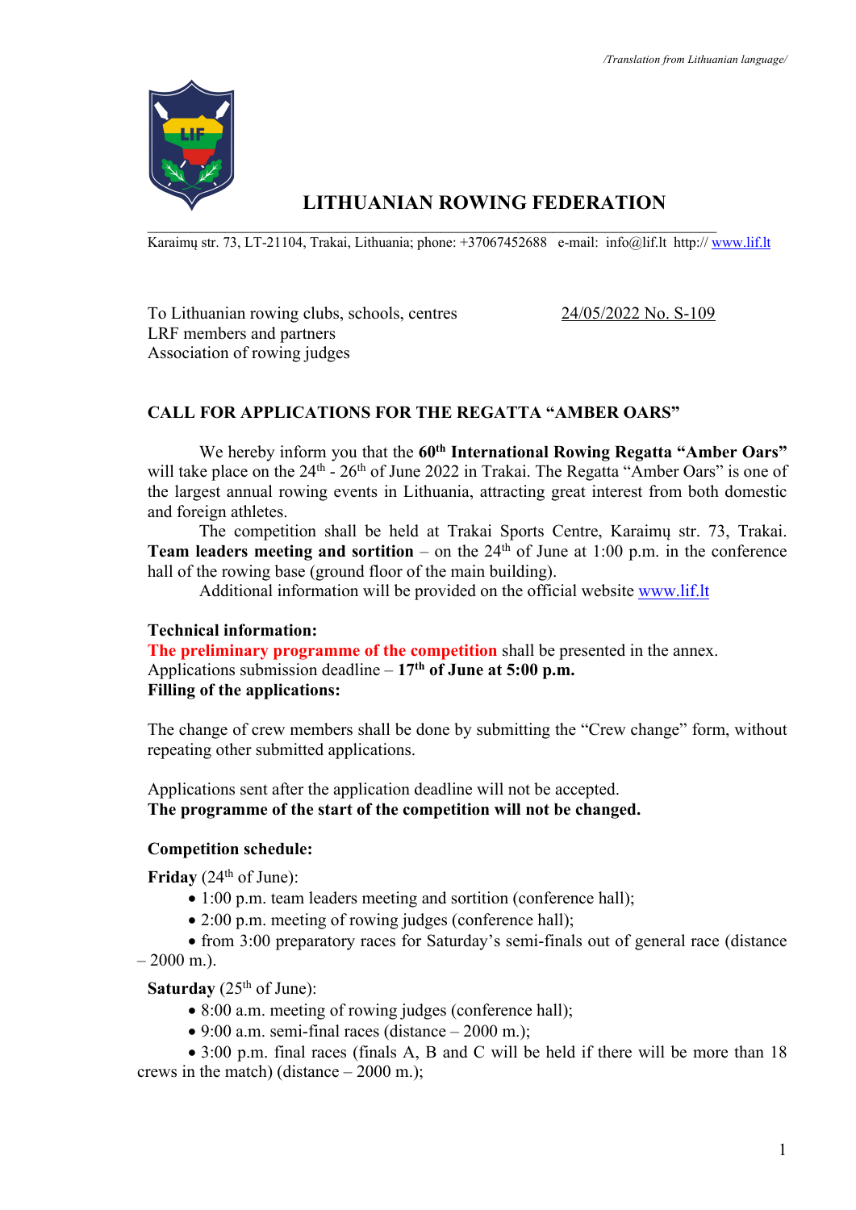*/Translation from Lithuanian language/*

# LITHUANIAN ROWING FEDERATION

Karaimų str. 73, LT-21104, Trakai, Lithuania; phone: +37067452688 e-mail: info@lif.lt http:// www.lif.lt

To Lithuanian rowing clubs, schools, centres
LRF members and partners
Association of rowing judges

24/05/2022 No. S-109

## CALL FOR APPLICATIONS FOR THE REGATTA "AMBER OARS"

We hereby inform you that the **60th International Rowing Regatta "Amber Oars"** will take place on the 24th - 26th of June 2022 in Trakai. The Regatta "Amber Oars" is one of the largest annual rowing events in Lithuania, attracting great interest from both domestic and foreign athletes.

The competition shall be held at Trakai Sports Centre, Karaimų str. 73, Trakai. **Team leaders meeting and sortition** – on the 24th of June at 1:00 p.m. in the conference hall of the rowing base (ground floor of the main building).

Additional information will be provided on the official website www.lif.lt

**Technical information:**
**The preliminary programme of the competition** shall be presented in the annex.
Applications submission deadline – **17th of June at 5:00 p.m.**
**Filling of the applications:**

The change of crew members shall be done by submitting the "Crew change" form, without repeating other submitted applications.

Applications sent after the application deadline will not be accepted.
**The programme of the start of the competition will not be changed.**

**Competition schedule:**

**Friday** (24th of June):

- 1:00 p.m. team leaders meeting and sortition (conference hall);
- 2:00 p.m. meeting of rowing judges (conference hall);
- from 3:00 preparatory races for Saturday's semi-finals out of general race (distance – 2000 m.).

**Saturday** (25th of June):

- 8:00 a.m. meeting of rowing judges (conference hall);
- 9:00 a.m. semi-final races (distance – 2000 m.);
- 3:00 p.m. final races (finals A, B and C will be held if there will be more than 18 crews in the match) (distance – 2000 m.);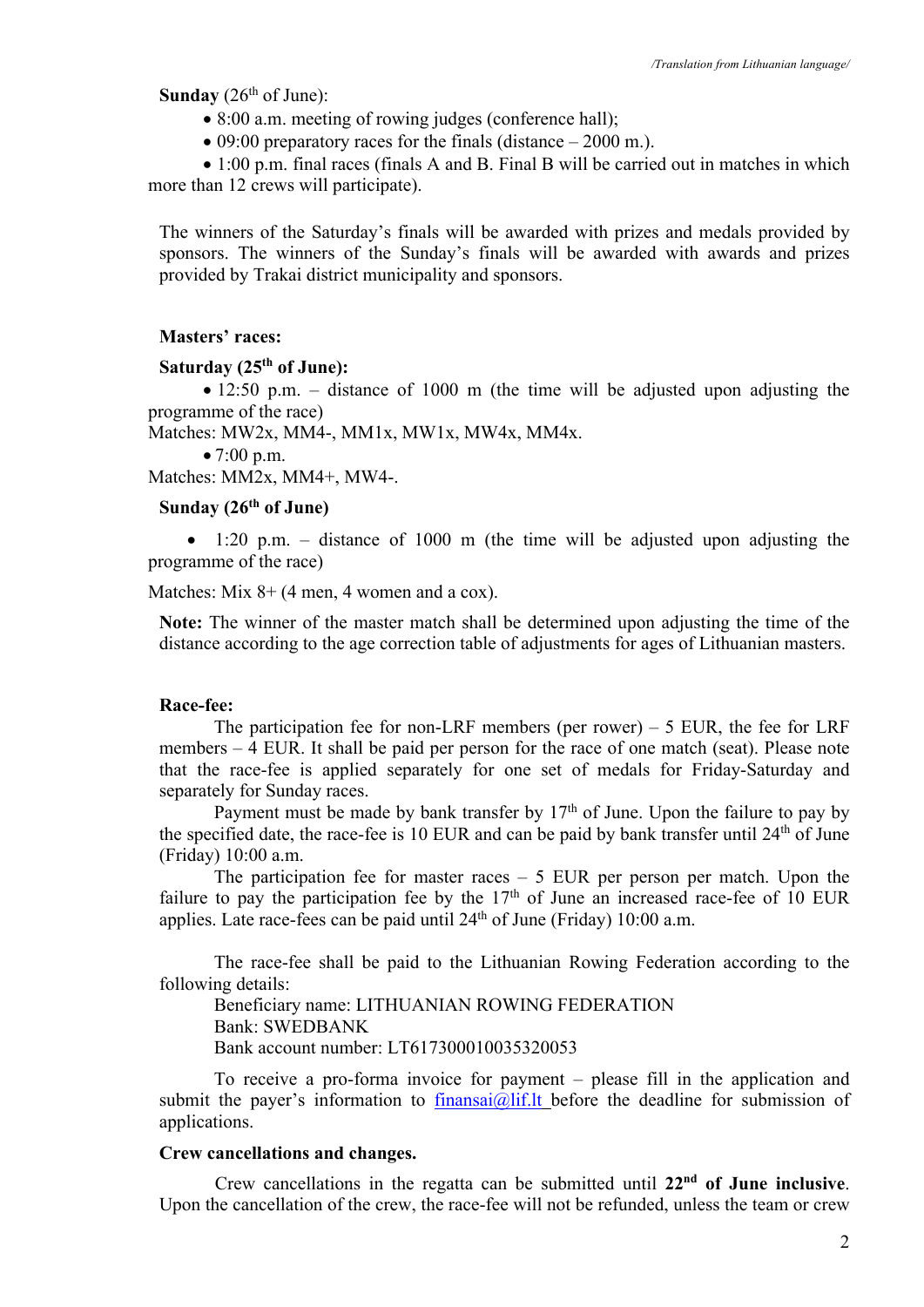**Sunday** (26th of June):

- 8:00 a.m. meeting of rowing judges (conference hall);
- 09:00 preparatory races for the finals (distance – 2000 m.).
- 1:00 p.m. final races (finals A and B. Final B will be carried out in matches in which more than 12 crews will participate).

The winners of the Saturday's finals will be awarded with prizes and medals provided by sponsors. The winners of the Sunday's finals will be awarded with awards and prizes provided by Trakai district municipality and sponsors.

**Masters' races:**

**Saturday (25th of June):**

- 12:50 p.m. – distance of 1000 m (the time will be adjusted upon adjusting the programme of the race)

Matches: MW2x, MM4-, MM1x, MW1x, MW4x, MM4x.

- 7:00 p.m.

Matches: MM2x, MM4+, MW4-.

**Sunday (26th of June)**

- 1:20 p.m. – distance of 1000 m (the time will be adjusted upon adjusting the programme of the race)

Matches: Mix 8+ (4 men, 4 women and a cox).

**Note:** The winner of the master match shall be determined upon adjusting the time of the distance according to the age correction table of adjustments for ages of Lithuanian masters.

**Race-fee:**

The participation fee for non-LRF members (per rower) – 5 EUR, the fee for LRF members – 4 EUR. It shall be paid per person for the race of one match (seat). Please note that the race-fee is applied separately for one set of medals for Friday-Saturday and separately for Sunday races.

Payment must be made by bank transfer by 17th of June. Upon the failure to pay by the specified date, the race-fee is 10 EUR and can be paid by bank transfer until 24th of June (Friday) 10:00 a.m.

The participation fee for master races – 5 EUR per person per match. Upon the failure to pay the participation fee by the 17th of June an increased race-fee of 10 EUR applies. Late race-fees can be paid until 24th of June (Friday) 10:00 a.m.

The race-fee shall be paid to the Lithuanian Rowing Federation according to the following details:

Beneficiary name: LITHUANIAN ROWING FEDERATION
Bank: SWEDBANK
Bank account number: LT617300010035320053

To receive a pro-forma invoice for payment – please fill in the application and submit the payer's information to finansai@lif.lt before the deadline for submission of applications.

**Crew cancellations and changes.**

Crew cancellations in the regatta can be submitted until **22nd of June inclusive**. Upon the cancellation of the crew, the race-fee will not be refunded, unless the team or crew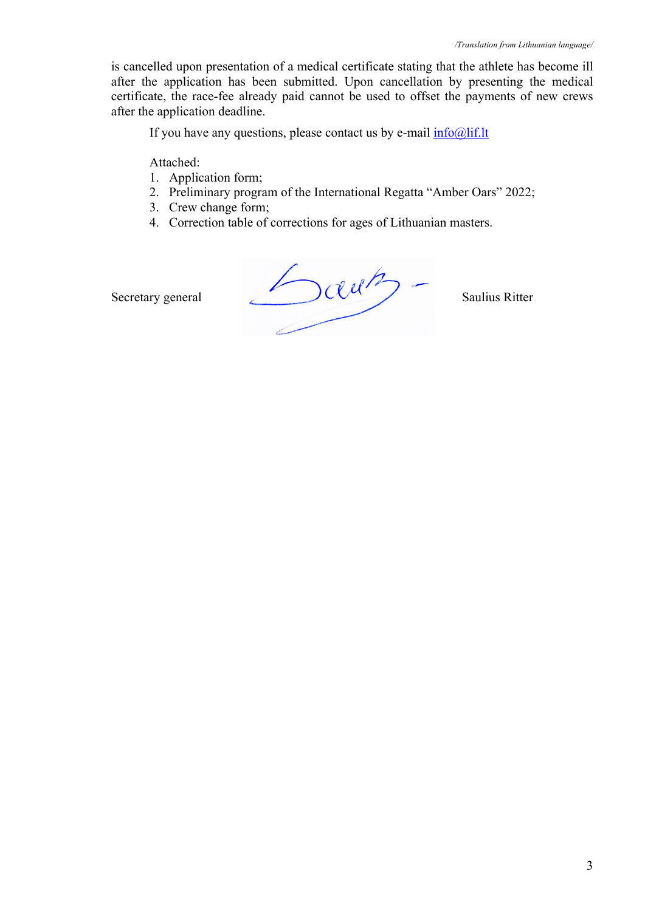*/Translation from Lithuanian language/*

is cancelled upon presentation of a medical certificate stating that the athlete has become ill after the application has been submitted. Upon cancellation by presenting the medical certificate, the race-fee already paid cannot be used to offset the payments of new crews after the application deadline.

If you have any questions, please contact us by e-mail info@lif.lt

Attached:

1. Application form;
2. Preliminary program of the International Regatta "Amber Oars" 2022;
3. Crew change form;
4. Correction table of corrections for ages of Lithuanian masters.

Secretary general Saulius Ritter